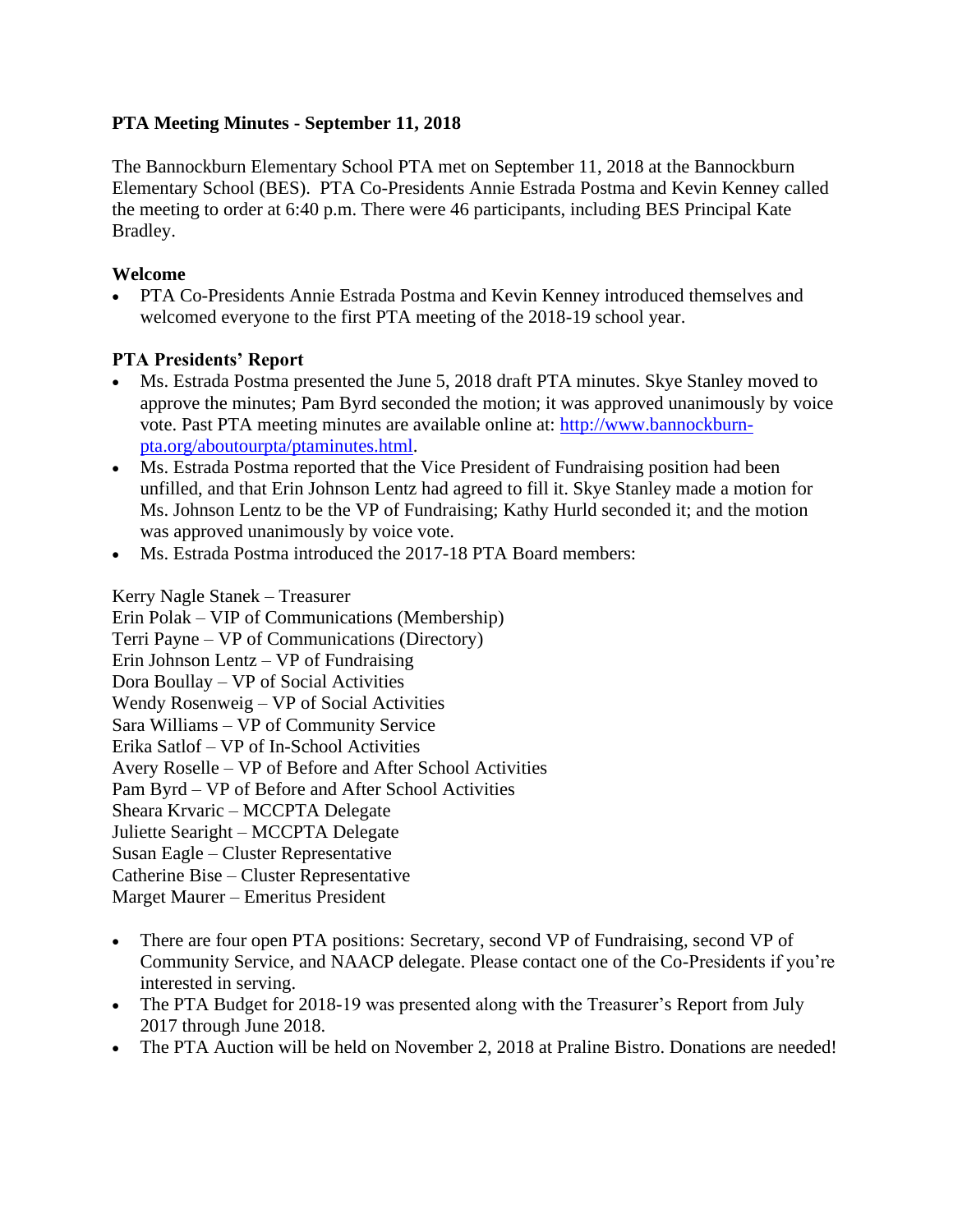**PTA Meeting Minutes - September 11, 2018**

The Bannockburn Elementary School PTA met on September 11, 2018 at the Bannockburn Elementary School (BES). PTA Co-Presidents Annie Estrada Postma and Kevin Kenney called the meeting to order at 6:40 p.m. There were 46 participants, including BES Principal Kate Bradley.

**Welcome**

- PTA Co-Presidents Annie Estrada Postma and Kevin Kenney introduced themselves and welcomed everyone to the first PTA meeting of the 2018-19 school year.

**PTA Presidents' Report**

- Ms. Estrada Postma presented the June 5, 2018 draft PTA minutes. Skye Stanley moved to approve the minutes; Pam Byrd seconded the motion; it was approved unanimously by voice vote. Past PTA meeting minutes are available online at: [http://www.bannockburn-pta.org/aboutourpta/ptaminutes.html](http://www.bannockburn-pta.org/aboutourpta/ptaminutes.html).
- Ms. Estrada Postma reported that the Vice President of Fundraising position had been unfilled, and that Erin Johnson Lentz had agreed to fill it. Skye Stanley made a motion for Ms. Johnson Lentz to be the VP of Fundraising; Kathy Hurld seconded it; and the motion was approved unanimously by voice vote.
- Ms. Estrada Postma introduced the 2017-18 PTA Board members:

Kerry Nagle Stanek – Treasurer
Erin Polak – VIP of Communications (Membership)
Terri Payne – VP of Communications (Directory)
Erin Johnson Lentz – VP of Fundraising
Dora Boullay – VP of Social Activities
Wendy Rosenweig – VP of Social Activities
Sara Williams – VP of Community Service
Erika Satlof – VP of In-School Activities
Avery Roselle – VP of Before and After School Activities
Pam Byrd – VP of Before and After School Activities
Sheara Krvaric – MCCPTA Delegate
Juliette Searight – MCCPTA Delegate
Susan Eagle – Cluster Representative
Catherine Bise – Cluster Representative
Marget Maurer – Emeritus President

- There are four open PTA positions: Secretary, second VP of Fundraising, second VP of Community Service, and NAACP delegate. Please contact one of the Co-Presidents if you're interested in serving.
- The PTA Budget for 2018-19 was presented along with the Treasurer's Report from July 2017 through June 2018.
- The PTA Auction will be held on November 2, 2018 at Praline Bistro. Donations are needed!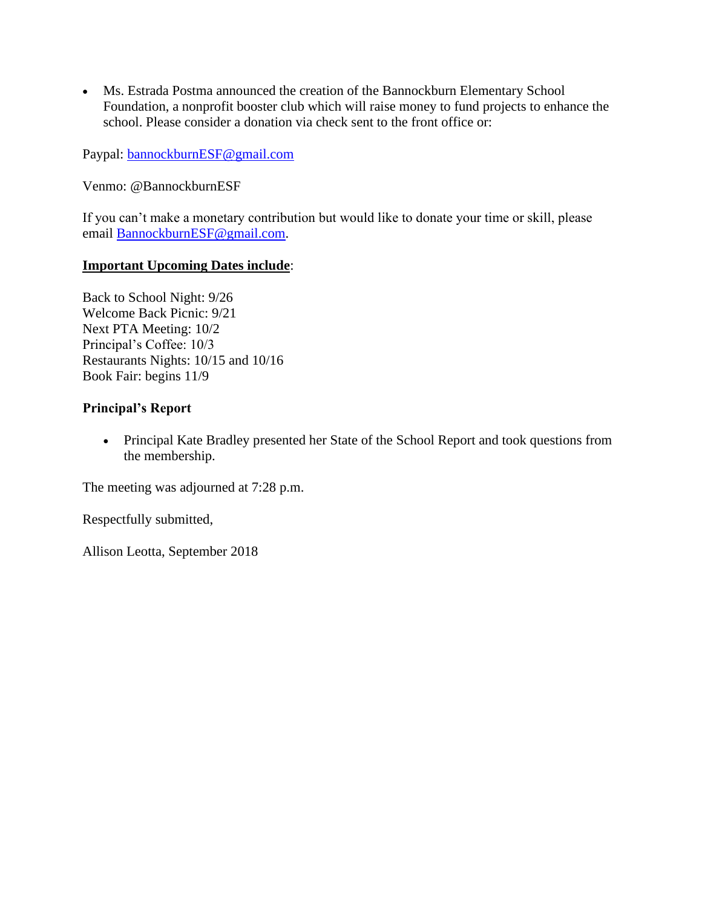- Ms. Estrada Postma announced the creation of the Bannockburn Elementary School Foundation, a nonprofit booster club which will raise money to fund projects to enhance the school. Please consider a donation via check sent to the front office or:

Paypal: [bannockburnESF@gmail.com](mailto:bannockburnESF@gmail.com)

Venmo: @BannockburnESF

If you can't make a monetary contribution but would like to donate your time or skill, please email [BannockburnESF@gmail.com](mailto:BannockburnESF@gmail.com).

**Important Upcoming Dates include**:

Back to School Night: 9/26  
Welcome Back Picnic: 9/21  
Next PTA Meeting: 10/2  
Principal's Coffee: 10/3  
Restaurants Nights: 10/15 and 10/16  
Book Fair: begins 11/9

**Principal's Report**

- Principal Kate Bradley presented her State of the School Report and took questions from the membership.

The meeting was adjourned at 7:28 p.m.

Respectfully submitted,

Allison Leotta, September 2018